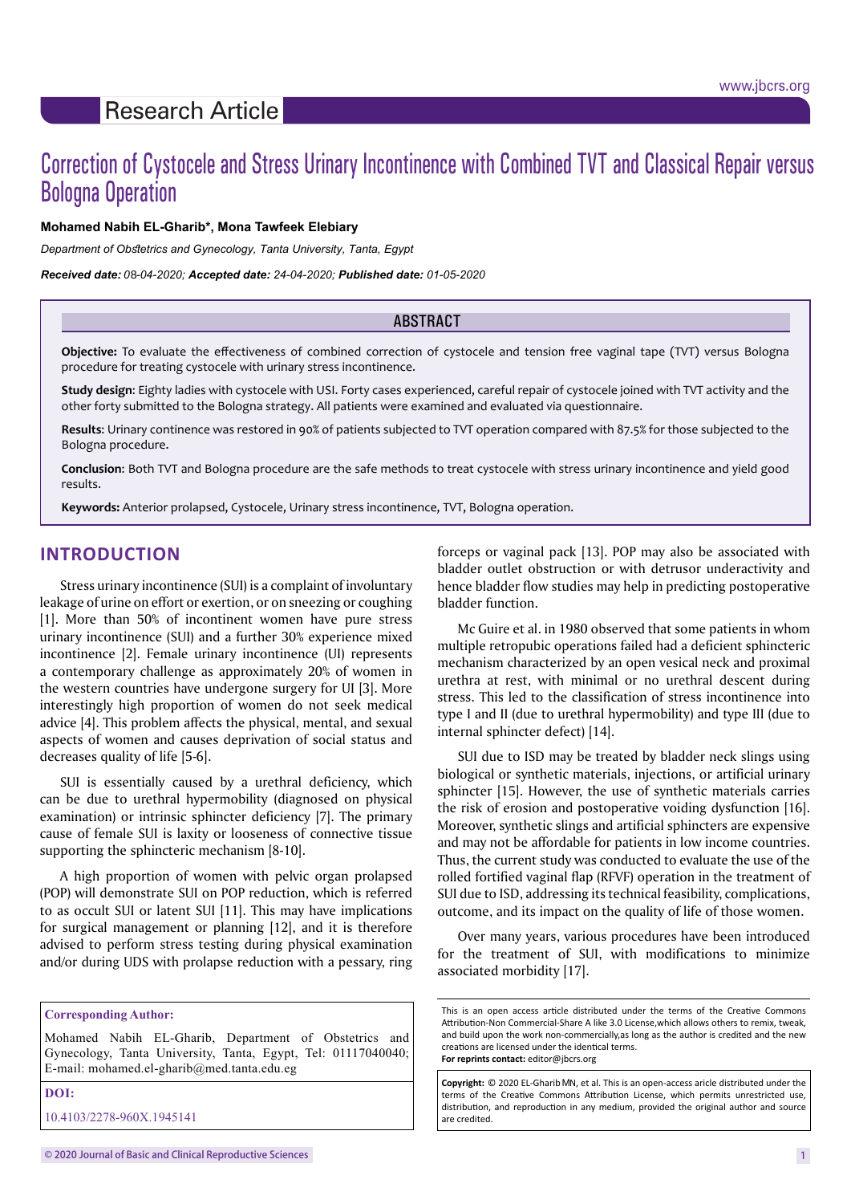Research Article

# Correction of Cystocele and Stress Urinary Incontinence with Combined TVT and Classical Repair versus Bologna Operation

**Mohamed Nabih EL-Gharib*, Mona Tawfeek Elebiary**

*Department of Obstetrics and Gynecology, Tanta University, Tanta, Egypt*

***Received date:** 08-04-2020; **Accepted date:** 24-04-2020; **Published date:** 01-05-2020*

## ABSTRACT

**Objective:** To evaluate the effectiveness of combined correction of cystocele and tension free vaginal tape (TVT) versus Bologna procedure for treating cystocele with urinary stress incontinence.

**Study design:** Eighty ladies with cystocele with USI. Forty cases experienced, careful repair of cystocele joined with TVT activity and the other forty submitted to the Bologna strategy. All patients were examined and evaluated via questionnaire.

**Results:** Urinary continence was restored in 90% of patients subjected to TVT operation compared with 87.5% for those subjected to the Bologna procedure.

**Conclusion:** Both TVT and Bologna procedure are the safe methods to treat cystocele with stress urinary incontinence and yield good results.

**Keywords:** Anterior prolapsed, Cystocele, Urinary stress incontinence, TVT, Bologna operation.

## INTRODUCTION

Stress urinary incontinence (SUI) is a complaint of involuntary leakage of urine on effort or exertion, or on sneezing or coughing [1]. More than 50% of incontinent women have pure stress urinary incontinence (SUI) and a further 30% experience mixed incontinence [2]. Female urinary incontinence (UI) represents a contemporary challenge as approximately 20% of women in the western countries have undergone surgery for UI [3]. More interestingly high proportion of women do not seek medical advice [4]. This problem affects the physical, mental, and sexual aspects of women and causes deprivation of social status and decreases quality of life [5-6].

SUI is essentially caused by a urethral deficiency, which can be due to urethral hypermobility (diagnosed on physical examination) or intrinsic sphincter deficiency [7]. The primary cause of female SUI is laxity or looseness of connective tissue supporting the sphincteric mechanism [8-10].

A high proportion of women with pelvic organ prolapsed (POP) will demonstrate SUI on POP reduction, which is referred to as occult SUI or latent SUI [11]. This may have implications for surgical management or planning [12], and it is therefore advised to perform stress testing during physical examination and/or during UDS with prolapse reduction with a pessary, ring forceps or vaginal pack [13]. POP may also be associated with bladder outlet obstruction or with detrusor underactivity and hence bladder flow studies may help in predicting postoperative bladder function.

Mc Guire et al. in 1980 observed that some patients in whom multiple retropubic operations failed had a deficient sphincteric mechanism characterized by an open vesical neck and proximal urethra at rest, with minimal or no urethral descent during stress. This led to the classification of stress incontinence into type I and II (due to urethral hypermobility) and type III (due to internal sphincter defect) [14].

SUI due to ISD may be treated by bladder neck slings using biological or synthetic materials, injections, or artificial urinary sphincter [15]. However, the use of synthetic materials carries the risk of erosion and postoperative voiding dysfunction [16]. Moreover, synthetic slings and artificial sphincters are expensive and may not be affordable for patients in low income countries. Thus, the current study was conducted to evaluate the use of the rolled fortified vaginal flap (RFVF) operation in the treatment of SUI due to ISD, addressing its technical feasibility, complications, outcome, and its impact on the quality of life of those women.

Over many years, various procedures have been introduced for the treatment of SUI, with modifications to minimize associated morbidity [17].

**Corresponding Author:**

Mohamed Nabih EL-Gharib, Department of Obstetrics and Gynecology, Tanta University, Tanta, Egypt, Tel: 01117040040; E-mail: mohamed.el-gharib@med.tanta.edu.eg

**DOI:**

10.4103/2278-960X.1945141

This is an open access article distributed under the terms of the Creative Commons Attribution-Non Commercial-Share A like 3.0 License,which allows others to remix, tweak, and build upon the work non-commercially,as long as the author is credited and the new creations are licensed under the identical terms.
**For reprints contact:** editor@jbcrs.org

**Copyright:** © 2020 EL-Gharib MN, et al. This is an open-access aricle distributed under the terms of the Creative Commons Attribution License, which permits unrestricted use, distribution, and reproduction in any medium, provided the original author and source are credited.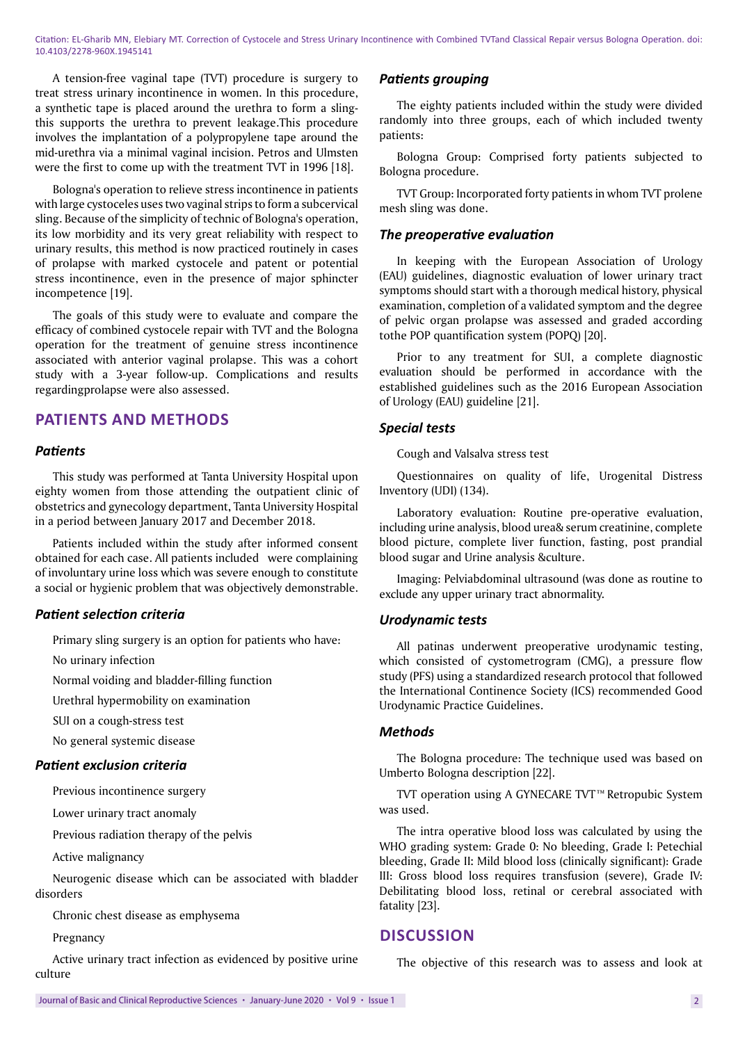A tension-free vaginal tape (TVT) procedure is surgery to treat stress urinary incontinence in women. In this procedure, a synthetic tape is placed around the urethra to form a sling-this supports the urethra to prevent leakage.This procedure involves the implantation of a polypropylene tape around the mid-urethra via a minimal vaginal incision. Petros and Ulmsten were the first to come up with the treatment TVT in 1996 [18].

Bologna's operation to relieve stress incontinence in patients with large cystoceles uses two vaginal strips to form a subcervical sling. Because of the simplicity of technic of Bologna's operation, its low morbidity and its very great reliability with respect to urinary results, this method is now practiced routinely in cases of prolapse with marked cystocele and patent or potential stress incontinence, even in the presence of major sphincter incompetence [19].

The goals of this study were to evaluate and compare the efficacy of combined cystocele repair with TVT and the Bologna operation for the treatment of genuine stress incontinence associated with anterior vaginal prolapse. This was a cohort study with a 3-year follow-up. Complications and results regardingprolapse were also assessed.

## PATIENTS AND METHODS

### *Patients*

This study was performed at Tanta University Hospital upon eighty women from those attending the outpatient clinic of obstetrics and gynecology department, Tanta University Hospital in a period between January 2017 and December 2018.

Patients included within the study after informed consent obtained for each case. All patients included were complaining of involuntary urine loss which was severe enough to constitute a social or hygienic problem that was objectively demonstrable.

### *Patient selection criteria*

Primary sling surgery is an option for patients who have:

No urinary infection

Normal voiding and bladder-filling function

Urethral hypermobility on examination

SUI on a cough-stress test

No general systemic disease

### *Patient exclusion criteria*

Previous incontinence surgery

Lower urinary tract anomaly

Previous radiation therapy of the pelvis

Active malignancy

Neurogenic disease which can be associated with bladder disorders

Chronic chest disease as emphysema

Pregnancy

Active urinary tract infection as evidenced by positive urine culture

### *Patients grouping*

The eighty patients included within the study were divided randomly into three groups, each of which included twenty patients:

Bologna Group: Comprised forty patients subjected to Bologna procedure.

TVT Group: Incorporated forty patients in whom TVT prolene mesh sling was done.

### *The preoperative evaluation*

In keeping with the European Association of Urology (EAU) guidelines, diagnostic evaluation of lower urinary tract symptoms should start with a thorough medical history, physical examination, completion of a validated symptom and the degree of pelvic organ prolapse was assessed and graded according tothe POP quantification system (POPQ) [20].

Prior to any treatment for SUI, a complete diagnostic evaluation should be performed in accordance with the established guidelines such as the 2016 European Association of Urology (EAU) guideline [21].

### *Special tests*

Cough and Valsalva stress test

Questionnaires on quality of life, Urogenital Distress Inventory (UDI) (134).

Laboratory evaluation: Routine pre-operative evaluation, including urine analysis, blood urea& serum creatinine, complete blood picture, complete liver function, fasting, post prandial blood sugar and Urine analysis &culture.

Imaging: Pelviabdominal ultrasound (was done as routine to exclude any upper urinary tract abnormality.

### *Urodynamic tests*

All patinas underwent preoperative urodynamic testing, which consisted of cystometrogram (CMG), a pressure flow study (PFS) using a standardized research protocol that followed the International Continence Society (ICS) recommended Good Urodynamic Practice Guidelines.

### *Methods*

The Bologna procedure: The technique used was based on Umberto Bologna description [22].

TVT operation using A GYNECARE TVT™ Retropubic System was used.

The intra operative blood loss was calculated by using the WHO grading system: Grade 0: No bleeding, Grade I: Petechial bleeding, Grade II: Mild blood loss (clinically significant): Grade III: Gross blood loss requires transfusion (severe), Grade IV: Debilitating blood loss, retinal or cerebral associated with fatality [23].

## DISCUSSION

The objective of this research was to assess and look at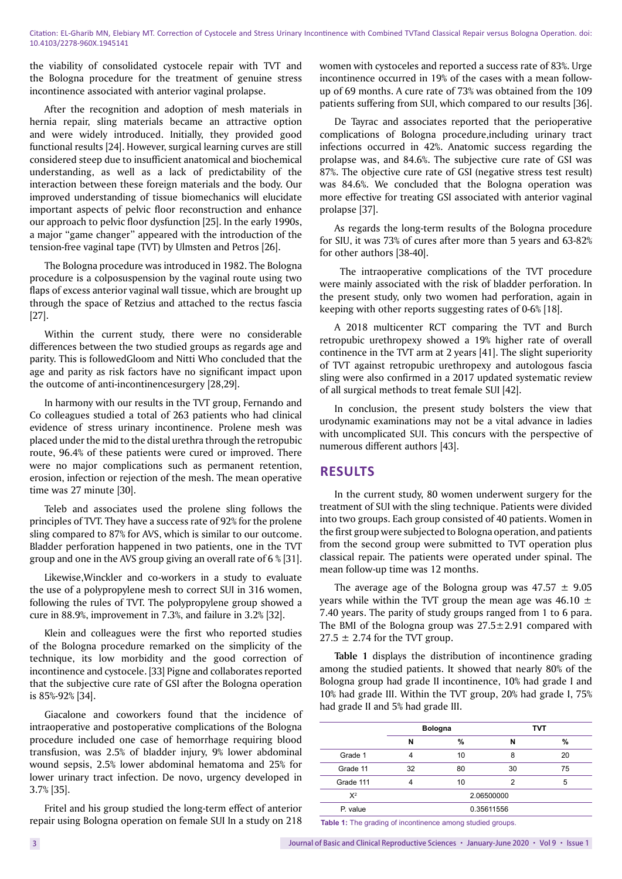the viability of consolidated cystocele repair with TVT and the Bologna procedure for the treatment of genuine stress incontinence associated with anterior vaginal prolapse.

After the recognition and adoption of mesh materials in hernia repair, sling materials became an attractive option and were widely introduced. Initially, they provided good functional results [24]. However, surgical learning curves are still considered steep due to insufficient anatomical and biochemical understanding, as well as a lack of predictability of the interaction between these foreign materials and the body. Our improved understanding of tissue biomechanics will elucidate important aspects of pelvic floor reconstruction and enhance our approach to pelvic floor dysfunction [25]. In the early 1990s, a major "game changer" appeared with the introduction of the tension-free vaginal tape (TVT) by Ulmsten and Petros [26].

The Bologna procedure was introduced in 1982. The Bologna procedure is a colposuspension by the vaginal route using two flaps of excess anterior vaginal wall tissue, which are brought up through the space of Retzius and attached to the rectus fascia [27].

Within the current study, there were no considerable differences between the two studied groups as regards age and parity. This is followedGloom and Nitti Who concluded that the age and parity as risk factors have no significant impact upon the outcome of anti-incontinencesurgery [28,29].

In harmony with our results in the TVT group, Fernando and Co colleagues studied a total of 263 patients who had clinical evidence of stress urinary incontinence. Prolene mesh was placed under the mid to the distal urethra through the retropubic route, 96.4% of these patients were cured or improved. There were no major complications such as permanent retention, erosion, infection or rejection of the mesh. The mean operative time was 27 minute [30].

Teleb and associates used the prolene sling follows the principles of TVT. They have a success rate of 92% for the prolene sling compared to 87% for AVS, which is similar to our outcome. Bladder perforation happened in two patients, one in the TVT group and one in the AVS group giving an overall rate of 6 % [31].

Likewise,Winckler and co-workers in a study to evaluate the use of a polypropylene mesh to correct SUI in 316 women, following the rules of TVT. The polypropylene group showed a cure in 88.9%, improvement in 7.3%, and failure in 3.2% [32].

Klein and colleagues were the first who reported studies of the Bologna procedure remarked on the simplicity of the technique, its low morbidity and the good correction of incontinence and cystocele. [33] Pigne and collaborates reported that the subjective cure rate of GSI after the Bologna operation is 85%-92% [34].

Giacalone and coworkers found that the incidence of intraoperative and postoperative complications of the Bologna procedure included one case of hemorrhage requiring blood transfusion, was 2.5% of bladder injury, 9% lower abdominal wound sepsis, 2.5% lower abdominal hematoma and 25% for lower urinary tract infection. De novo, urgency developed in 3.7% [35].

Fritel and his group studied the long-term effect of anterior repair using Bologna operation on female SUI In a study on 218 women with cystoceles and reported a success rate of 83%. Urge incontinence occurred in 19% of the cases with a mean follow-up of 69 months. A cure rate of 73% was obtained from the 109 patients suffering from SUI, which compared to our results [36].

De Tayrac and associates reported that the perioperative complications of Bologna procedure,including urinary tract infections occurred in 42%. Anatomic success regarding the prolapse was, and 84.6%. The subjective cure rate of GSI was 87%. The objective cure rate of GSI (negative stress test result) was 84.6%. We concluded that the Bologna operation was more effective for treating GSI associated with anterior vaginal prolapse [37].

As regards the long-term results of the Bologna procedure for SIU, it was 73% of cures after more than 5 years and 63-82% for other authors [38-40].

The intraoperative complications of the TVT procedure were mainly associated with the risk of bladder perforation. In the present study, only two women had perforation, again in keeping with other reports suggesting rates of 0-6% [18].

A 2018 multicenter RCT comparing the TVT and Burch retropubic urethropexy showed a 19% higher rate of overall continence in the TVT arm at 2 years [41]. The slight superiority of TVT against retropubic urethropexy and autologous fascia sling were also confirmed in a 2017 updated systematic review of all surgical methods to treat female SUI [42].

In conclusion, the present study bolsters the view that urodynamic examinations may not be a vital advance in ladies with uncomplicated SUI. This concurs with the perspective of numerous different authors [43].

## RESULTS

In the current study, 80 women underwent surgery for the treatment of SUI with the sling technique. Patients were divided into two groups. Each group consisted of 40 patients. Women in the first group were subjected to Bologna operation, and patients from the second group were submitted to TVT operation plus classical repair. The patients were operated under spinal. The mean follow-up time was 12 months.

The average age of the Bologna group was $47.57 \pm 9.05$ years while within the TVT group the mean age was $46.10 \pm 7.40$ years. The parity of study groups ranged from 1 to 6 para. The BMI of the Bologna group was $27.5 \pm 2.91$ compared with $27.5 \pm 2.74$ for the TVT group.

**Table 1** displays the distribution of incontinence grading among the studied patients. It showed that nearly 80% of the Bologna group had grade II incontinence, 10% had grade I and 10% had grade III. Within the TVT group, 20% had grade I, 75% had grade II and 5% had grade III.

| | Bologna | | TVT | |
|---|---|---|---|---|
| | N | % | N | % |
| Grade 1 | 4 | 10 | 8 | 20 |
| Grade 11 | 32 | 80 | 30 | 75 |
| Grade 111 | 4 | 10 | 2 | 5 |
| $X^2$ | 2.06500000 | | | |
| P. value | 0.35611556 | | | |

**Table 1:** The grading of incontinence among studied groups.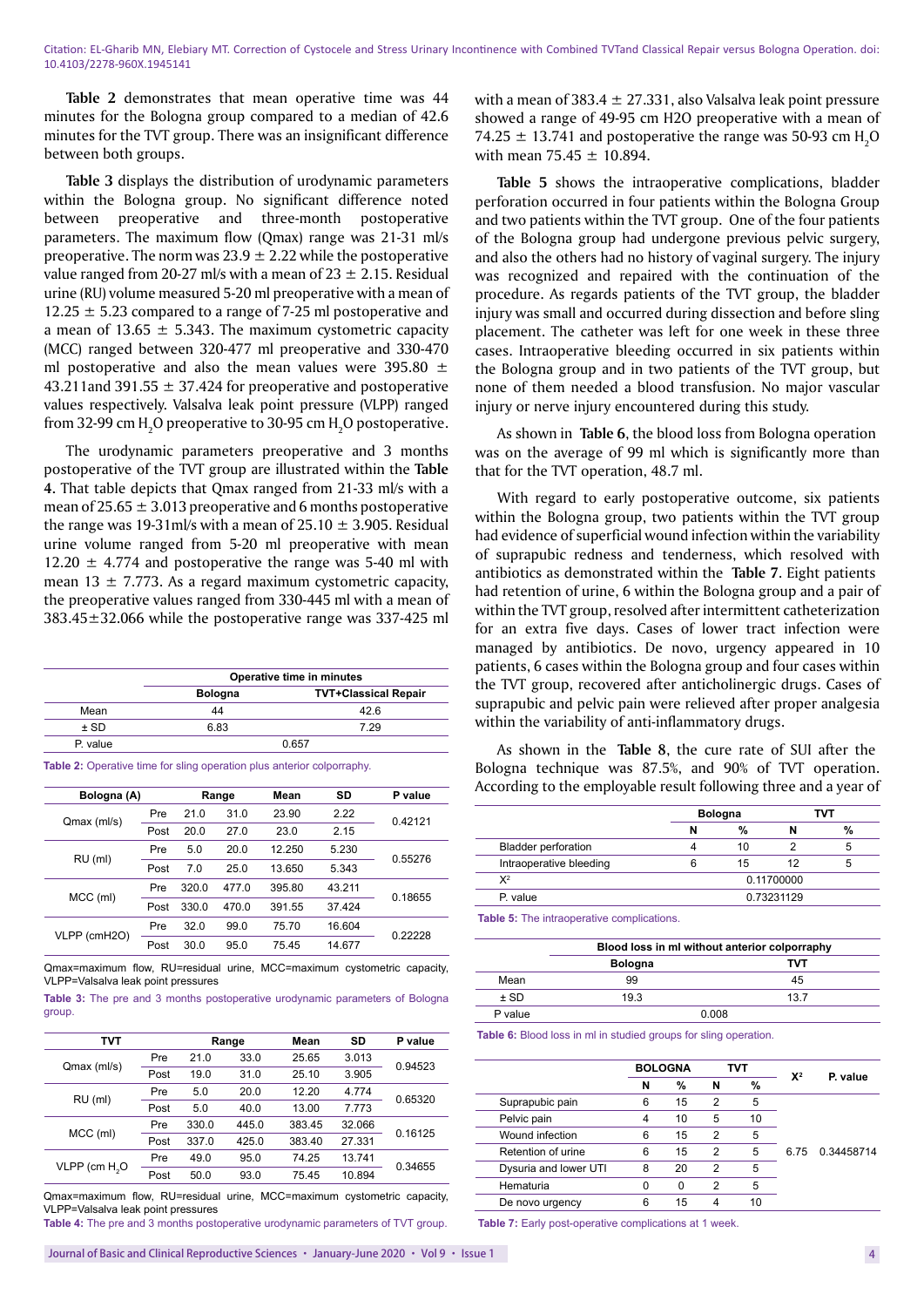**Table 2** demonstrates that mean operative time was 44 minutes for the Bologna group compared to a median of 42.6 minutes for the TVT group. There was an insignificant difference between both groups.

**Table 3** displays the distribution of urodynamic parameters within the Bologna group. No significant difference noted between preoperative and three-month postoperative parameters. The maximum flow (Qmax) range was 21-31 ml/s preoperative. The norm was 23.9 ± 2.22 while the postoperative value ranged from 20-27 ml/s with a mean of 23 ± 2.15. Residual urine (RU) volume measured 5-20 ml preoperative with a mean of 12.25 ± 5.23 compared to a range of 7-25 ml postoperative and a mean of 13.65 ± 5.343. The maximum cystometric capacity (MCC) ranged between 320-477 ml preoperative and 330-470 ml postoperative and also the mean values were 395.80 ± 43.211and 391.55 ± 37.424 for preoperative and postoperative values respectively. Valsalva leak point pressure (VLPP) ranged from 32-99 cm $H_2O$ preoperative to 30-95 cm $H_2O$ postoperative.

The urodynamic parameters preoperative and 3 months postoperative of the TVT group are illustrated within the **Table 4**. That table depicts that Qmax ranged from 21-33 ml/s with a mean of 25.65 ± 3.013 preoperative and 6 months postoperative the range was 19-31ml/s with a mean of 25.10 ± 3.905. Residual urine volume ranged from 5-20 ml preoperative with mean 12.20 ± 4.774 and postoperative the range was 5-40 ml with mean 13 ± 7.773. As a regard maximum cystometric capacity, the preoperative values ranged from 330-445 ml with a mean of 383.45±32.066 while the postoperative range was 337-425 ml with a mean of 383.4 ± 27.331, also Valsalva leak point pressure showed a range of 49-95 cm H2O preoperative with a mean of 74.25 ± 13.741 and postoperative the range was 50-93 cm $H_2O$ with mean 75.45 ± 10.894.

**Table 5** shows the intraoperative complications, bladder perforation occurred in four patients within the Bologna Group and two patients within the TVT group. One of the four patients of the Bologna group had undergone previous pelvic surgery, and also the others had no history of vaginal surgery. The injury was recognized and repaired with the continuation of the procedure. As regards patients of the TVT group, the bladder injury was small and occurred during dissection and before sling placement. The catheter was left for one week in these three cases. Intraoperative bleeding occurred in six patients within the Bologna group and in two patients of the TVT group, but none of them needed a blood transfusion. No major vascular injury or nerve injury encountered during this study.

As shown in **Table 6**, the blood loss from Bologna operation was on the average of 99 ml which is significantly more than that for the TVT operation, 48.7 ml.

With regard to early postoperative outcome, six patients within the Bologna group, two patients within the TVT group had evidence of superficial wound infection within the variability of suprapubic redness and tenderness, which resolved with antibiotics as demonstrated within the **Table 7**. Eight patients had retention of urine, 6 within the Bologna group and a pair of within the TVT group, resolved after intermittent catheterization for an extra five days. Cases of lower tract infection were managed by antibiotics. De novo, urgency appeared in 10 patients, 6 cases within the Bologna group and four cases within the TVT group, recovered after anticholinergic drugs. Cases of suprapubic and pelvic pain were relieved after proper analgesia within the variability of anti-inflammatory drugs.

As shown in the **Table 8**, the cure rate of SUI after the Bologna technique was 87.5%, and 90% of TVT operation. According to the employable result following three and a year of

| | Operative time in minutes | |
|---|---|---|
| | Bologna | TVT+Classical Repair |
| Mean | 44 | 42.6 |
| ± SD | 6.83 | 7.29 |
| P. value | 0.657 | |

Table 2: Operative time for sling operation plus anterior colporraphy.

| Bologna (A) | | Range | | Mean | SD | P value |
|---|---|---|---|---|---|---|
| Qmax (ml/s) | Pre | 21.0 | 31.0 | 23.90 | 2.22 | 0.42121 |
| | Post | 20.0 | 27.0 | 23.0 | 2.15 | |
| RU (ml) | Pre | 5.0 | 20.0 | 12.250 | 5.230 | 0.55276 |
| | Post | 7.0 | 25.0 | 13.650 | 5.343 | |
| MCC (ml) | Pre | 320.0 | 477.0 | 395.80 | 43.211 | 0.18655 |
| | Post | 330.0 | 470.0 | 391.55 | 37.424 | |
| VLPP (cmH2O) | Pre | 32.0 | 99.0 | 75.70 | 16.604 | 0.22228 |
| | Post | 30.0 | 95.0 | 75.45 | 14.677 | |

Qmax=maximum flow, RU=residual urine, MCC=maximum cystometric capacity, VLPP=Valsalva leak point pressures

Table 3: The pre and 3 months postoperative urodynamic parameters of Bologna group.

| TVT | | Range | | Mean | SD | P value |
|---|---|---|---|---|---|---|
| Qmax (ml/s) | Pre | 21.0 | 33.0 | 25.65 | 3.013 | 0.94523 |
| | Post | 19.0 | 31.0 | 25.10 | 3.905 | |
| RU (ml) | Pre | 5.0 | 20.0 | 12.20 | 4.774 | 0.65320 |
| | Post | 5.0 | 40.0 | 13.00 | 7.773 | |
| MCC (ml) | Pre | 330.0 | 445.0 | 383.45 | 32.066 | 0.16125 |
| | Post | 337.0 | 425.0 | 383.40 | 27.331 | |
| VLPP (cm $H_2O$ | Pre | 49.0 | 95.0 | 74.25 | 13.741 | 0.34655 |
| | Post | 50.0 | 93.0 | 75.45 | 10.894 | |

Qmax=maximum flow, RU=residual urine, MCC=maximum cystometric capacity, VLPP=Valsalva leak point pressures

Table 4: The pre and 3 months postoperative urodynamic parameters of TVT group.

| | Bologna | | TVT | |
|---|---|---|---|---|
| | N | % | N | % |
| Bladder perforation | 4 | 10 | 2 | 5 |
| Intraoperative bleeding | 6 | 15 | 12 | 5 |
| $X^2$ | 0.11700000 | | | |
| P. value | 0.73231129 | | | |

Table 5: The intraoperative complications.

| | Blood loss in ml without anterior colporraphy | |
|---|---|---|
| | Bologna | TVT |
| Mean | 99 | 45 |
| ± SD | 19.3 | 13.7 |
| P value | 0.008 | |

Table 6: Blood loss in ml in studied groups for sling operation.

| | BOLOGNA | | TVT | | $X^2$ | P. value |
|---|---|---|---|---|---|---|
| | N | % | N | % | | |
| Suprapubic pain | 6 | 15 | 2 | 5 | 6.75 | 0.34458714 |
| Pelvic pain | 4 | 10 | 5 | 10 | | |
| Wound infection | 6 | 15 | 2 | 5 | | |
| Retention of urine | 6 | 15 | 2 | 5 | | |
| Dysuria and lower UTI | 8 | 20 | 2 | 5 | | |
| Hematuria | 0 | 0 | 2 | 5 | | |
| De novo urgency | 6 | 15 | 4 | 10 | | |

Table 7: Early post-operative complications at 1 week.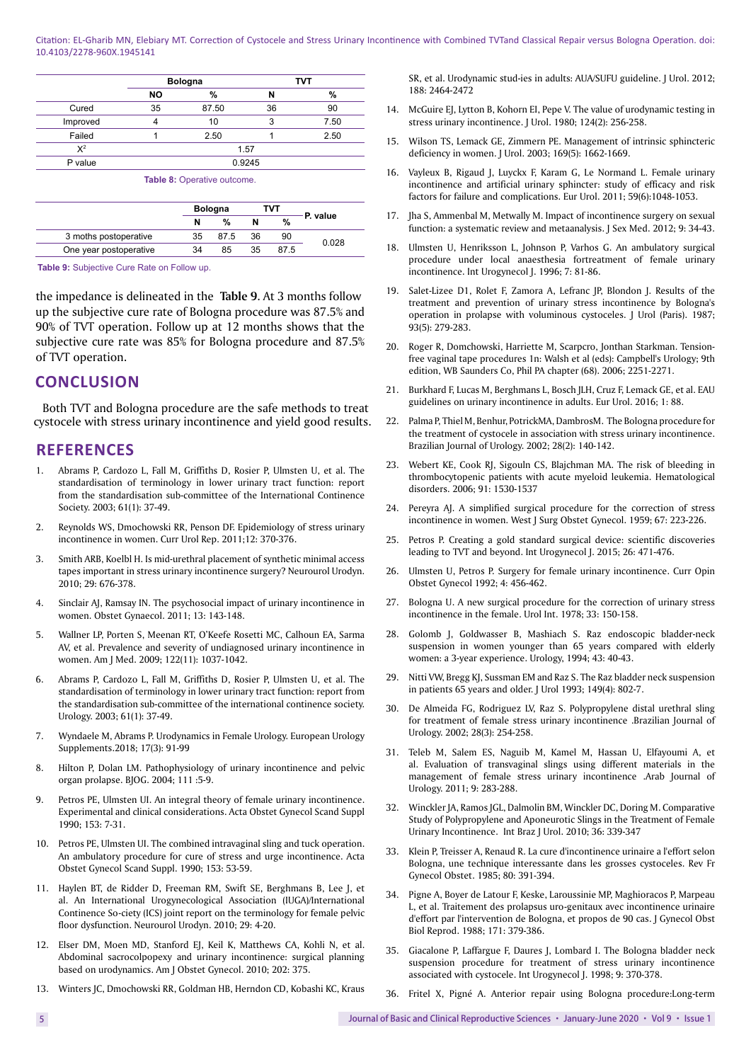| | Bologna | | TVT | |
|---|---|---|---|---|
| | NO | % | N | % |
| Cured | 35 | 87.50 | 36 | 90 |
| Improved | 4 | 10 | 3 | 7.50 |
| Failed | 1 | 2.50 | 1 | 2.50 |
| $X^2$ | 1.57 | | | |
| P value | 0.9245 | | | |

**Table 8:** Operative outcome.

| | Bologna | | TVT | | P. value |
|---|---|---|---|---|---|
| | N | % | N | % | |
| 3 moths postoperative | 35 | 87.5 | 36 | 90 | 0.028 |
| One year postoperative | 34 | 85 | 35 | 87.5 | |

**Table 9:** Subjective Cure Rate on Follow up.

the impedance is delineated in the **Table 9**. At 3 months follow up the subjective cure rate of Bologna procedure was 87.5% and 90% of TVT operation. Follow up at 12 months shows that the subjective cure rate was 85% for Bologna procedure and 87.5% of TVT operation.

## CONCLUSION

Both TVT and Bologna procedure are the safe methods to treat cystocele with stress urinary incontinence and yield good results.

## REFERENCES

1. Abrams P, Cardozo L, Fall M, Griffiths D, Rosier P, Ulmsten U, et al. The standardisation of terminology in lower urinary tract function: report from the standardisation sub-committee of the International Continence Society. 2003; 61(1): 37-49.
2. Reynolds WS, Dmochowski RR, Penson DF. Epidemiology of stress urinary incontinence in women. Curr Urol Rep. 2011;12: 370-376.
3. Smith ARB, Koelbl H. Is mid-urethral placement of synthetic minimal access tapes important in stress urinary incontinence surgery? Neurourol Urodyn. 2010; 29: 676-378.
4. Sinclair AJ, Ramsay IN. The psychosocial impact of urinary incontinence in women. Obstet Gynaecol. 2011; 13: 143-148.
5. Wallner LP, Porten S, Meenan RT, O'Keefe Rosetti MC, Calhoun EA, Sarma AV, et al. Prevalence and severity of undiagnosed urinary incontinence in women. Am J Med. 2009; 122(11): 1037-1042.
6. Abrams P, Cardozo L, Fall M, Griffiths D, Rosier P, Ulmsten U, et al. The standardisation of terminology in lower urinary tract function: report from the standardisation sub-committee of the international continence society. Urology. 2003; 61(1): 37-49.
7. Wyndaele M, Abrams P. Urodynamics in Female Urology. European Urology Supplements.2018; 17(3): 91-99
8. Hilton P, Dolan LM. Pathophysiology of urinary incontinence and pelvic organ prolapse. BJOG. 2004; 111 :5-9.
9. Petros PE, Ulmsten UI. An integral theory of female urinary incontinence. Experimental and clinical considerations. Acta Obstet Gynecol Scand Suppl 1990; 153: 7-31.
10. Petros PE, Ulmsten UI. The combined intravaginal sling and tuck operation. An ambulatory procedure for cure of stress and urge incontinence. Acta Obstet Gynecol Scand Suppl. 1990; 153: 53-59.
11. Haylen BT, de Ridder D, Freeman RM, Swift SE, Berghmans B, Lee J, et al. An International Urogynecological Association (IUGA)/International Continence So-ciety (ICS) joint report on the terminology for female pelvic floor dysfunction. Neurourol Urodyn. 2010; 29: 4-20.
12. Elser DM, Moen MD, Stanford EJ, Keil K, Matthews CA, Kohli N, et al. Abdominal sacrocolpopexy and urinary incontinence: surgical planning based on urodynamics. Am J Obstet Gynecol. 2010; 202: 375.
13. Winters JC, Dmochowski RR, Goldman HB, Herndon CD, Kobashi KC, Kraus SR, et al. Urodynamic stud-ies in adults: AUA/SUFU guideline. J Urol. 2012; 188: 2464-2472
14. McGuire EJ, Lytton B, Kohorn EI, Pepe V. The value of urodynamic testing in stress urinary incontinence. J Urol. 1980; 124(2): 256-258.
15. Wilson TS, Lemack GE, Zimmern PE. Management of intrinsic sphincteric deficiency in women. J Urol. 2003; 169(5): 1662-1669.
16. Vayleux B, Rigaud J, Luyckx F, Karam G, Le Normand L. Female urinary incontinence and artificial urinary sphincter: study of efficacy and risk factors for failure and complications. Eur Urol. 2011; 59(6):1048-1053.
17. Jha S, Ammenbal M, Metwally M. Impact of incontinence surgery on sexual function: a systematic review and metaanalysis. J Sex Med. 2012; 9: 34-43.
18. Ulmsten U, Henriksson L, Johnson P, Varhos G. An ambulatory surgical procedure under local anaesthesia fortreatment of female urinary incontinence. Int Urogynecol J. 1996; 7: 81-86.
19. Salet-Lizee D1, Rolet F, Zamora A, Lefranc JP, Blondon J. Results of the treatment and prevention of urinary stress incontinence by Bologna's operation in prolapse with voluminous cystoceles. J Urol (Paris). 1987; 93(5): 279-283.
20. Roger R, Domchowski, Harriette M, Scarpcro, Jonthan Starkman. Tension-free vaginal tape procedures 1n: Walsh et al (eds): Campbell's Urology; 9th edition, WB Saunders Co, Phil PA chapter (68). 2006; 2251-2271.
21. Burkhard F, Lucas M, Berghmans L, Bosch JLH, Cruz F, Lemack GE, et al. EAU guidelines on urinary incontinence in adults. Eur Urol. 2016; 1: 88.
22. Palma P, Thiel M, Benhur, PotrickMA, DambrosM. The Bologna procedure for the treatment of cystocele in association with stress urinary incontinence. Brazilian Journal of Urology. 2002; 28(2): 140-142.
23. Webert KE, Cook RJ, Sigouln CS, Blajchman MA. The risk of bleeding in thrombocytopenic patients with acute myeloid leukemia. Hematological disorders. 2006; 91: 1530-1537
24. Pereyra AJ. A simplified surgical procedure for the correction of stress incontinence in women. West J Surg Obstet Gynecol. 1959; 67: 223-226.
25. Petros P. Creating a gold standard surgical device: scientific discoveries leading to TVT and beyond. Int Urogynecol J. 2015; 26: 471-476.
26. Ulmsten U, Petros P. Surgery for female urinary incontinence. Curr Opin Obstet Gynecol 1992; 4: 456-462.
27. Bologna U. A new surgical procedure for the correction of urinary stress incontinence in the female. Urol Int. 1978; 33: 150-158.
28. Golomb J, Goldwasser B, Mashiach S. Raz endoscopic bladder-neck suspension in women younger than 65 years compared with elderly women: a 3-year experience. Urology, 1994; 43: 40-43.
29. Nitti VW, Bregg KJ, Sussman EM and Raz S. The Raz bladder neck suspension in patients 65 years and older. J Urol 1993; 149(4): 802-7.
30. De Almeida FG, Rodriguez LV, Raz S. Polypropylene distal urethral sling for treatment of female stress urinary incontinence .Brazilian Journal of Urology. 2002; 28(3): 254-258.
31. Teleb M, Salem ES, Naguib M, Kamel M, Hassan U, Elfayoumi A, et al. Evaluation of transvaginal slings using different materials in the management of female stress urinary incontinence .Arab Journal of Urology. 2011; 9: 283-288.
32. Winckler JA, Ramos JGL, Dalmolin BM, Winckler DC, Doring M. Comparative Study of Polypropylene and Aponeurotic Slings in the Treatment of Female Urinary Incontinence. Int Braz J Urol. 2010; 36: 339-347
33. Klein P, Treisser A, Renaud R. La cure d'incontinence urinaire a l'effort selon Bologna, une technique interessante dans les grosses cystoceles. Rev Fr Gynecol Obstet. 1985; 80: 391-394.
34. Pigne A, Boyer de Latour F, Keske, Laroussinie MP, Maghioracos P, Marpeau L, et al. Traitement des prolapsus uro-genitaux avec incontinence urinaire d'effort par l'intervention de Bologna, et propos de 90 cas. J Gynecol Obst Biol Reprod. 1988; 171: 379-386.
35. Giacalone P, Laffargue F, Daures J, Lombard I. The Bologna bladder neck suspension procedure for treatment of stress urinary incontinence associated with cystocele. Int Urogynecol J. 1998; 9: 370-378.
36. Fritel X, Pigné A. Anterior repair using Bologna procedure:Long-term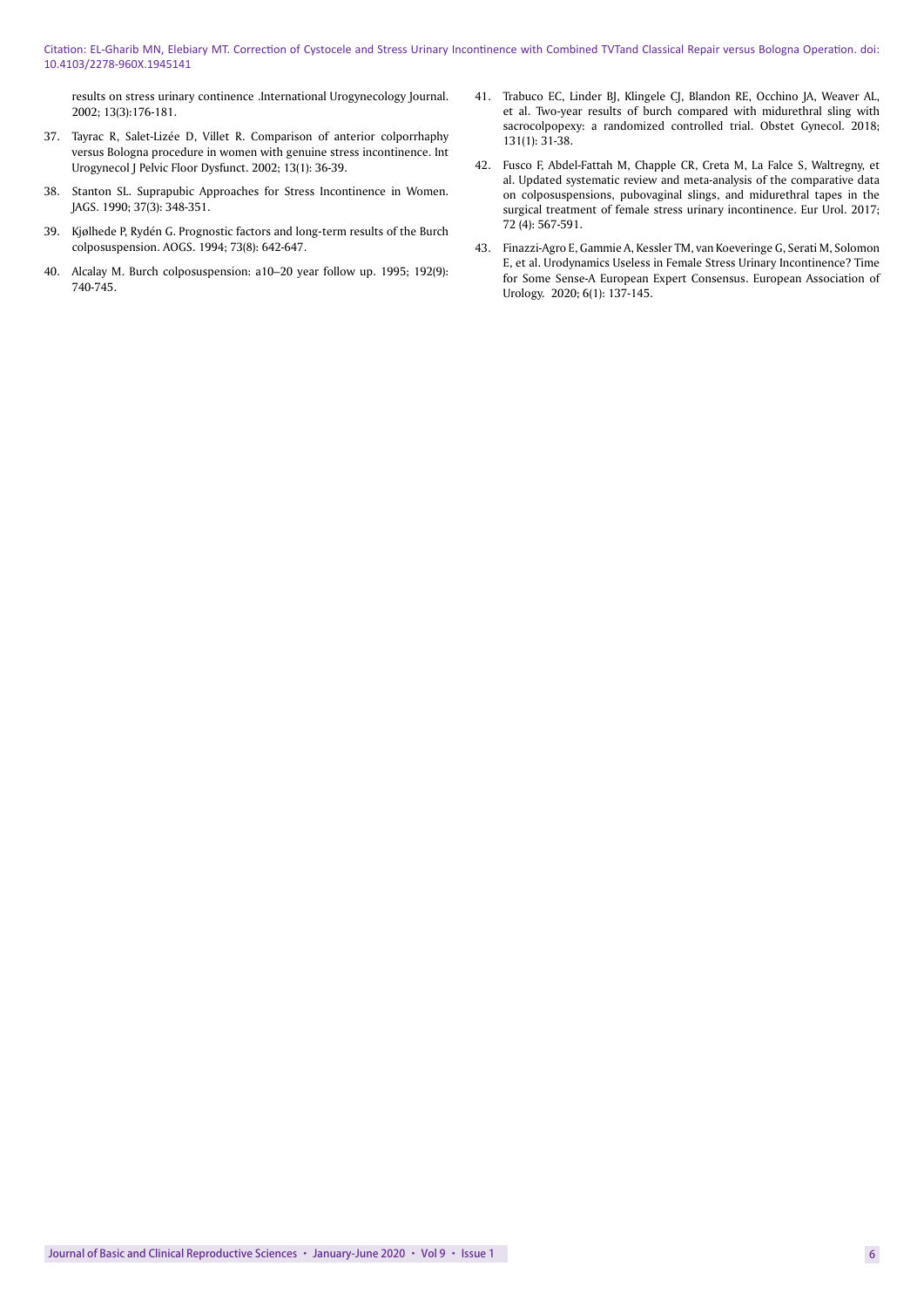results on stress urinary continence .International Urogynecology Journal. 2002; 13(3):176-181.

37. Tayrac R, Salet-Lizée D, Villet R. Comparison of anterior colporrhaphy versus Bologna procedure in women with genuine stress incontinence. Int Urogynecol J Pelvic Floor Dysfunct. 2002; 13(1): 36-39.

38. Stanton SL. Suprapubic Approaches for Stress Incontinence in Women. JAGS. 1990; 37(3): 348-351.

39. Kjølhede P, Rydén G. Prognostic factors and long-term results of the Burch colposuspension. AOGS. 1994; 73(8): 642-647.

40. Alcalay M. Burch colposuspension: a10–20 year follow up. 1995; 192(9): 740-745.

41. Trabuco EC, Linder BJ, Klingele CJ, Blandon RE, Occhino JA, Weaver AL, et al. Two-year results of burch compared with midurethral sling with sacrocolpopexy: a randomized controlled trial. Obstet Gynecol. 2018; 131(1): 31-38.

42. Fusco F, Abdel-Fattah M, Chapple CR, Creta M, La Falce S, Waltregny, et al. Updated systematic review and meta-analysis of the comparative data on colposuspensions, pubovaginal slings, and midurethral tapes in the surgical treatment of female stress urinary incontinence. Eur Urol. 2017; 72 (4): 567-591.

43. Finazzi-Agro E, Gammie A, Kessler TM, van Koeveringe G, Serati M, Solomon E, et al. Urodynamics Useless in Female Stress Urinary Incontinence? Time for Some Sense-A European Expert Consensus. European Association of Urology. 2020; 6(1): 137-145.